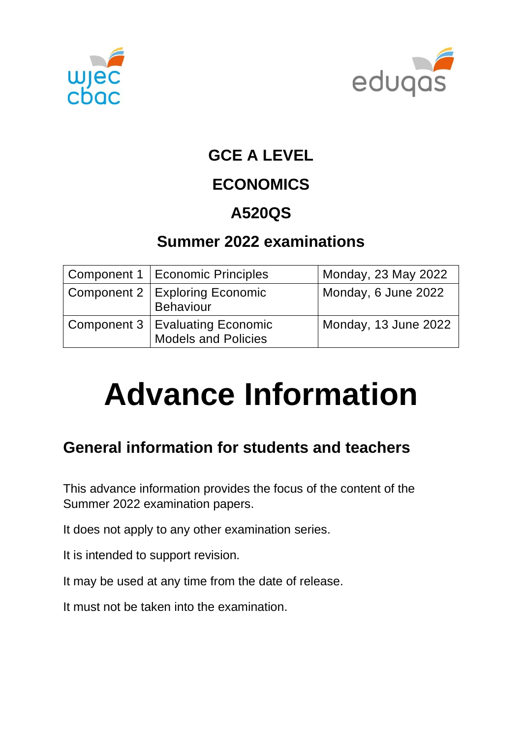# GCE A LEVEL

# ECONOMICS

# A520QS

## Summer 2022 examinations

| Component 1 | Economic Principles | Monday, 23 May 2022 |
|---|---|---|
| Component 2 | Exploring Economic Behaviour | Monday, 6 June 2022 |
| Component 3 | Evaluating Economic Models and Policies | Monday, 13 June 2022 |

# Advance Information

## General information for students and teachers

This advance information provides the focus of the content of the Summer 2022 examination papers.

It does not apply to any other examination series.

It is intended to support revision.

It may be used at any time from the date of release.

It must not be taken into the examination.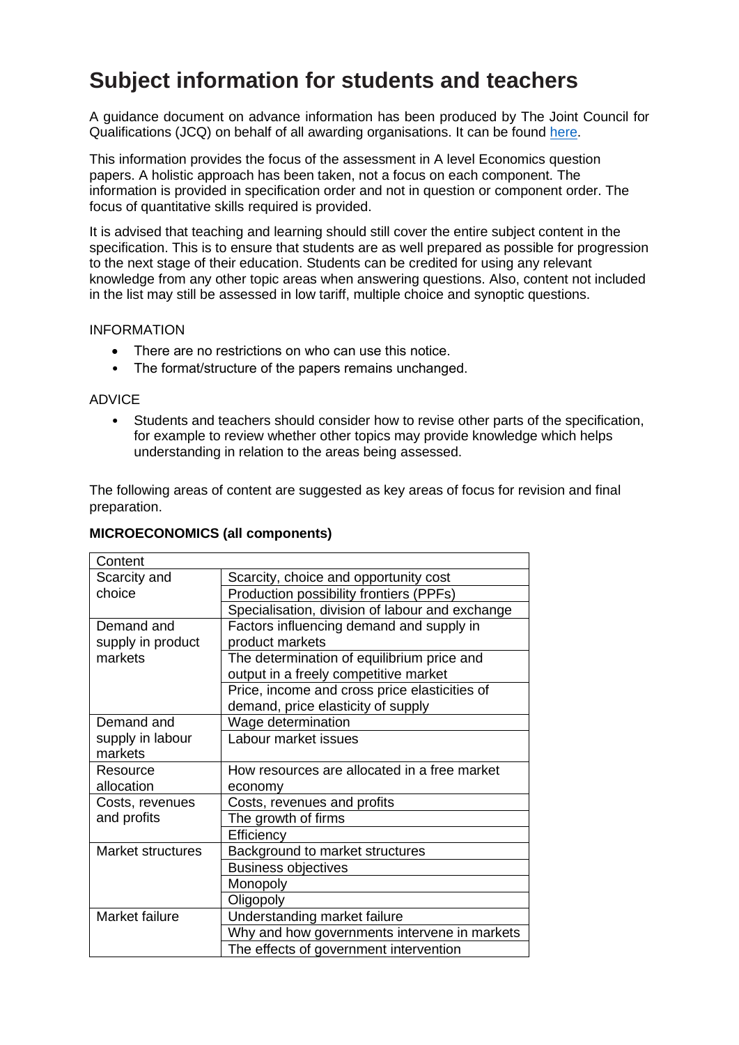# Subject information for students and teachers

A guidance document on advance information has been produced by The Joint Council for Qualifications (JCQ) on behalf of all awarding organisations. It can be found here.

This information provides the focus of the assessment in A level Economics question papers. A holistic approach has been taken, not a focus on each component. The information is provided in specification order and not in question or component order. The focus of quantitative skills required is provided.

It is advised that teaching and learning should still cover the entire subject content in the specification. This is to ensure that students are as well prepared as possible for progression to the next stage of their education. Students can be credited for using any relevant knowledge from any other topic areas when answering questions. Also, content not included in the list may still be assessed in low tariff, multiple choice and synoptic questions.

INFORMATION

- There are no restrictions on who can use this notice.
- The format/structure of the papers remains unchanged.

ADVICE

- Students and teachers should consider how to revise other parts of the specification, for example to review whether other topics may provide knowledge which helps understanding in relation to the areas being assessed.

The following areas of content are suggested as key areas of focus for revision and final preparation.

**MICROECONOMICS (all components)**

| Content | |
|---|---|
| Scarcity and choice | Scarcity, choice and opportunity cost |
| | Production possibility frontiers (PPFs) |
| | Specialisation, division of labour and exchange |
| Demand and supply in product markets | Factors influencing demand and supply in product markets |
| | The determination of equilibrium price and output in a freely competitive market |
| | Price, income and cross price elasticities of demand, price elasticity of supply |
| Demand and supply in labour markets | Wage determination |
| | Labour market issues |
| Resource allocation | How resources are allocated in a free market economy |
| Costs, revenues and profits | Costs, revenues and profits |
| | The growth of firms |
| | Efficiency |
| Market structures | Background to market structures |
| | Business objectives |
| | Monopoly |
| | Oligopoly |
| Market failure | Understanding market failure |
| | Why and how governments intervene in markets |
| | The effects of government intervention |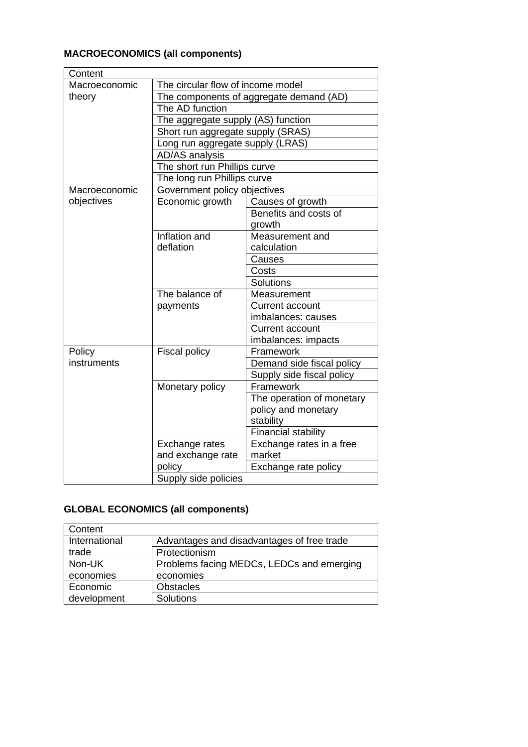**MACROECONOMICS (all components)**

| Content | | |
|---|---|---|
| Macroeconomic theory | The circular flow of income model | |
| | The components of aggregate demand (AD) | |
| | The AD function | |
| | The aggregate supply (AS) function | |
| | Short run aggregate supply (SRAS) | |
| | Long run aggregate supply (LRAS) | |
| | AD/AS analysis | |
| | The short run Phillips curve | |
| | The long run Phillips curve | |
| Macroeconomic objectives | Government policy objectives | |
| | Economic growth | Causes of growth |
| | | Benefits and costs of growth |
| | Inflation and deflation | Measurement and calculation |
| | | Causes |
| | | Costs |
| | | Solutions |
| | The balance of payments | Measurement |
| | | Current account imbalances: causes |
| | | Current account imbalances: impacts |
| Policy instruments | Fiscal policy | Framework |
| | | Demand side fiscal policy |
| | | Supply side fiscal policy |
| | Monetary policy | Framework |
| | | The operation of monetary policy and monetary stability |
| | | Financial stability |
| | Exchange rates and exchange rate policy | Exchange rates in a free market |
| | | Exchange rate policy |
| | Supply side policies | |

**GLOBAL ECONOMICS (all components)**

| Content | |
|---|---|
| International trade | Advantages and disadvantages of free trade |
| | Protectionism |
| Non-UK economies | Problems facing MEDCs, LEDCs and emerging economies |
| Economic development | Obstacles |
| | Solutions |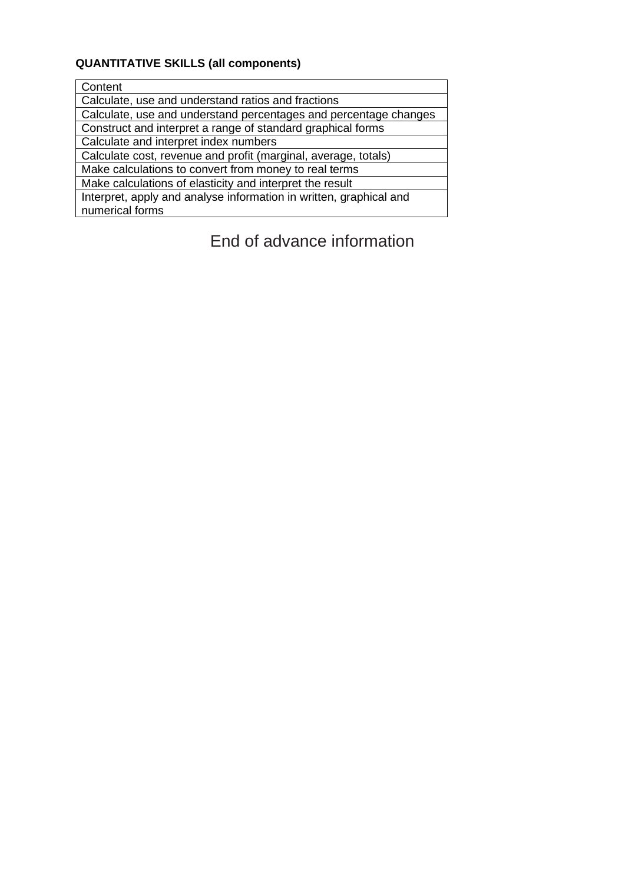**QUANTITATIVE SKILLS (all components)**

| Content |
|---|
| Calculate, use and understand ratios and fractions |
| Calculate, use and understand percentages and percentage changes |
| Construct and interpret a range of standard graphical forms |
| Calculate and interpret index numbers |
| Calculate cost, revenue and profit (marginal, average, totals) |
| Make calculations to convert from money to real terms |
| Make calculations of elasticity and interpret the result |
| Interpret, apply and analyse information in written, graphical and numerical forms |

End of advance information